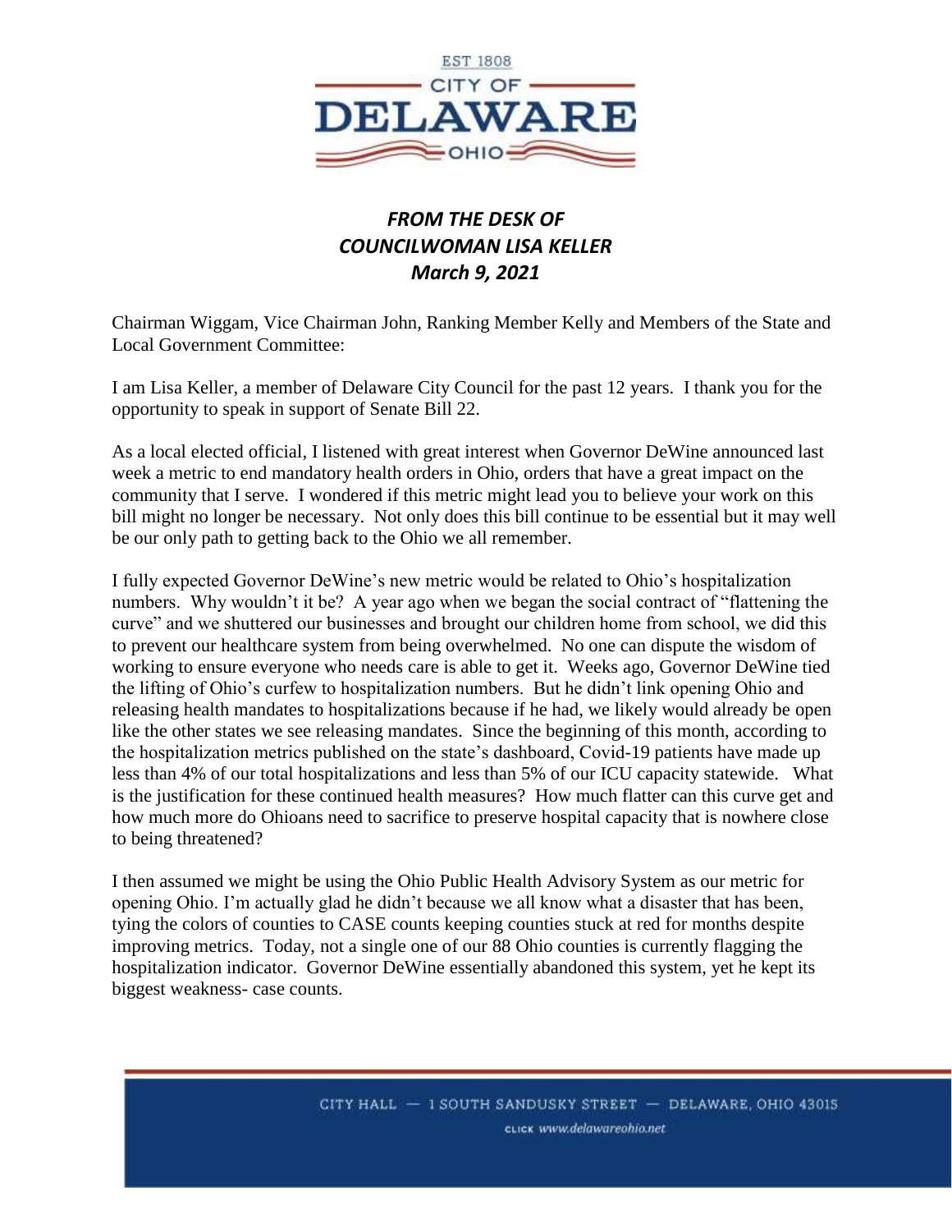EST 1808

CITY OF

# DELAWARE

OHIO

***FROM THE DESK OF***
***COUNCILWOMAN LISA KELLER***
***March 9, 2021***

Chairman Wiggam, Vice Chairman John, Ranking Member Kelly and Members of the State and Local Government Committee:

I am Lisa Keller, a member of Delaware City Council for the past 12 years. I thank you for the opportunity to speak in support of Senate Bill 22.

As a local elected official, I listened with great interest when Governor DeWine announced last week a metric to end mandatory health orders in Ohio, orders that have a great impact on the community that I serve. I wondered if this metric might lead you to believe your work on this bill might no longer be necessary. Not only does this bill continue to be essential but it may well be our only path to getting back to the Ohio we all remember.

I fully expected Governor DeWine's new metric would be related to Ohio's hospitalization numbers. Why wouldn't it be? A year ago when we began the social contract of "flattening the curve" and we shuttered our businesses and brought our children home from school, we did this to prevent our healthcare system from being overwhelmed. No one can dispute the wisdom of working to ensure everyone who needs care is able to get it. Weeks ago, Governor DeWine tied the lifting of Ohio's curfew to hospitalization numbers. But he didn't link opening Ohio and releasing health mandates to hospitalizations because if he had, we likely would already be open like the other states we see releasing mandates. Since the beginning of this month, according to the hospitalization metrics published on the state's dashboard, Covid-19 patients have made up less than 4% of our total hospitalizations and less than 5% of our ICU capacity statewide. What is the justification for these continued health measures? How much flatter can this curve get and how much more do Ohioans need to sacrifice to preserve hospital capacity that is nowhere close to being threatened?

I then assumed we might be using the Ohio Public Health Advisory System as our metric for opening Ohio. I'm actually glad he didn't because we all know what a disaster that has been, tying the colors of counties to CASE counts keeping counties stuck at red for months despite improving metrics. Today, not a single one of our 88 Ohio counties is currently flagging the hospitalization indicator. Governor DeWine essentially abandoned this system, yet he kept its biggest weakness- case counts.

CITY HALL — 1 SOUTH SANDUSKY STREET — DELAWARE, OHIO 43015
CLICK www.delawareohio.net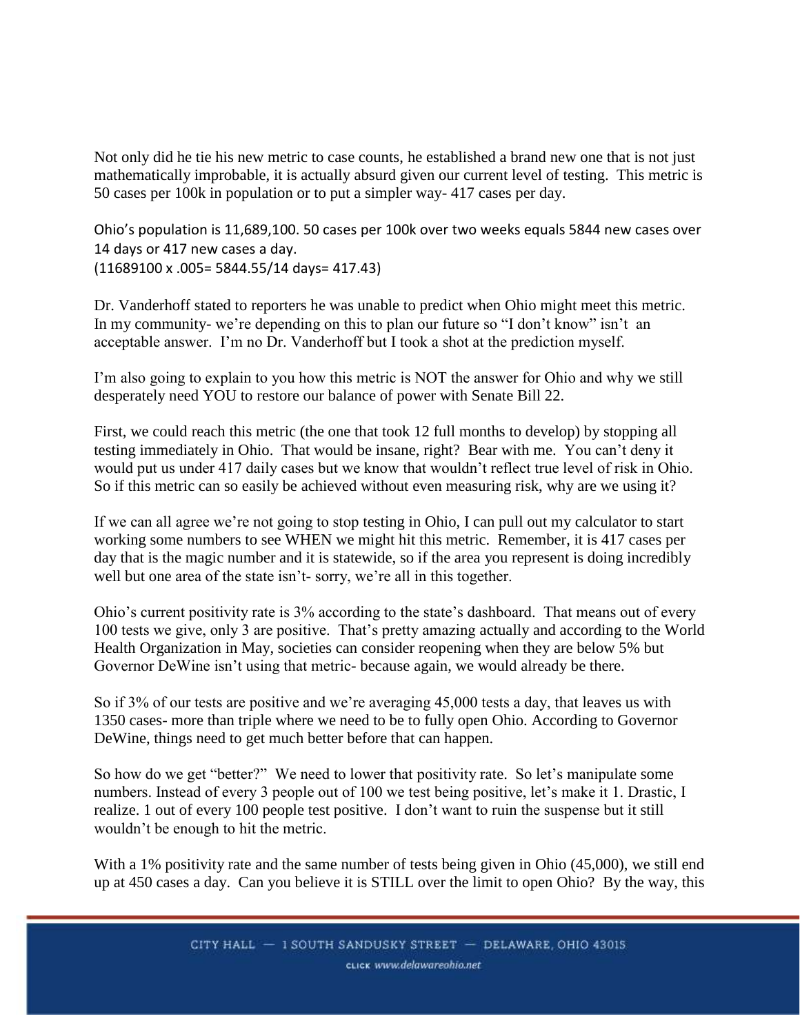Not only did he tie his new metric to case counts, he established a brand new one that is not just mathematically improbable, it is actually absurd given our current level of testing. This metric is 50 cases per 100k in population or to put a simpler way- 417 cases per day.

Ohio's population is 11,689,100. 50 cases per 100k over two weeks equals 5844 new cases over 14 days or 417 new cases a day.
(11689100 x .005= 5844.55/14 days= 417.43)

Dr. Vanderhoff stated to reporters he was unable to predict when Ohio might meet this metric. In my community- we're depending on this to plan our future so "I don't know" isn't an acceptable answer. I'm no Dr. Vanderhoff but I took a shot at the prediction myself.

I'm also going to explain to you how this metric is NOT the answer for Ohio and why we still desperately need YOU to restore our balance of power with Senate Bill 22.

First, we could reach this metric (the one that took 12 full months to develop) by stopping all testing immediately in Ohio. That would be insane, right? Bear with me. You can't deny it would put us under 417 daily cases but we know that wouldn't reflect true level of risk in Ohio. So if this metric can so easily be achieved without even measuring risk, why are we using it?

If we can all agree we're not going to stop testing in Ohio, I can pull out my calculator to start working some numbers to see WHEN we might hit this metric. Remember, it is 417 cases per day that is the magic number and it is statewide, so if the area you represent is doing incredibly well but one area of the state isn't- sorry, we're all in this together.

Ohio's current positivity rate is 3% according to the state's dashboard. That means out of every 100 tests we give, only 3 are positive. That's pretty amazing actually and according to the World Health Organization in May, societies can consider reopening when they are below 5% but Governor DeWine isn't using that metric- because again, we would already be there.

So if 3% of our tests are positive and we're averaging 45,000 tests a day, that leaves us with 1350 cases- more than triple where we need to be to fully open Ohio. According to Governor DeWine, things need to get much better before that can happen.

So how do we get "better?" We need to lower that positivity rate. So let's manipulate some numbers. Instead of every 3 people out of 100 we test being positive, let's make it 1. Drastic, I realize. 1 out of every 100 people test positive. I don't want to ruin the suspense but it still wouldn't be enough to hit the metric.

With a 1% positivity rate and the same number of tests being given in Ohio (45,000), we still end up at 450 cases a day. Can you believe it is STILL over the limit to open Ohio? By the way, this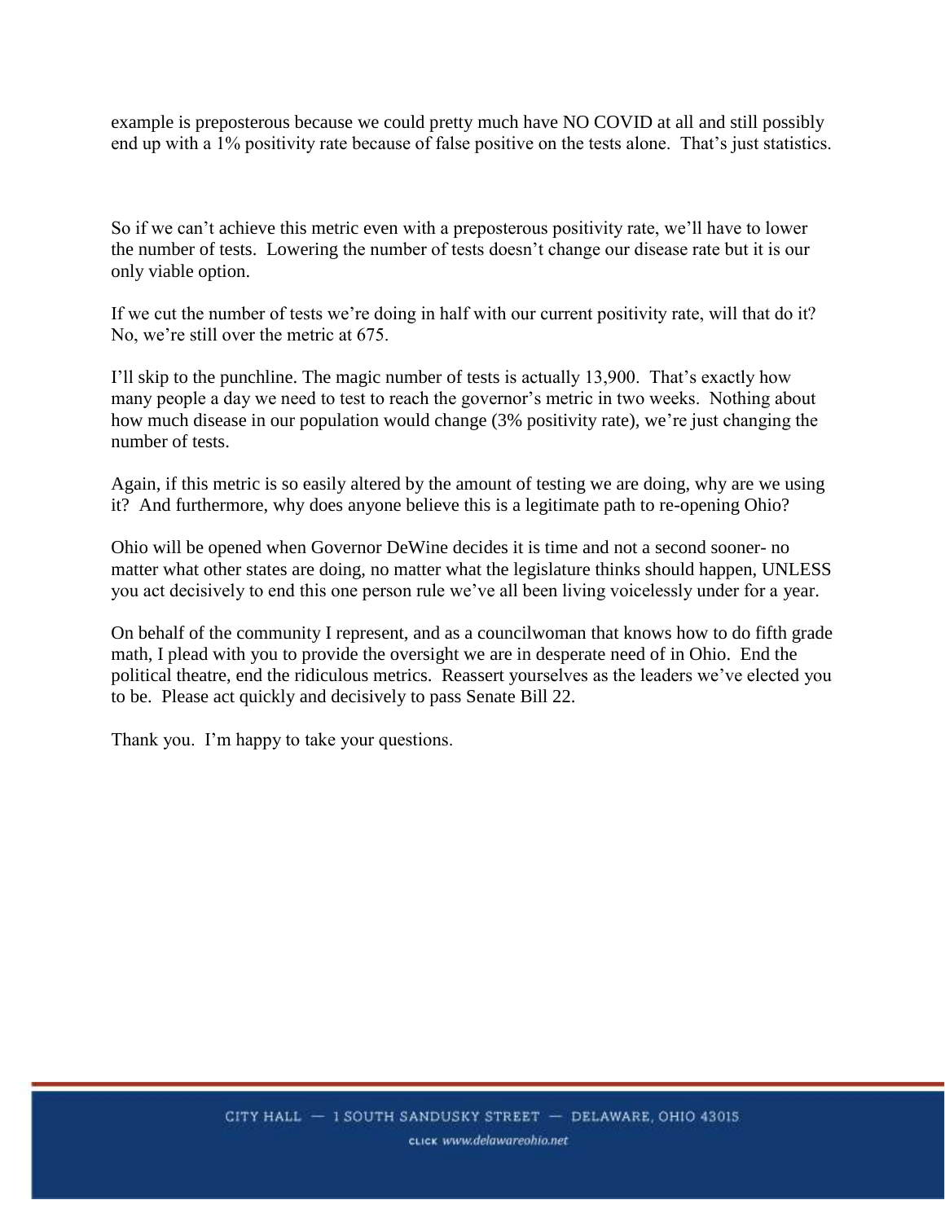example is preposterous because we could pretty much have NO COVID at all and still possibly end up with a 1% positivity rate because of false positive on the tests alone. That's just statistics.

So if we can't achieve this metric even with a preposterous positivity rate, we'll have to lower the number of tests. Lowering the number of tests doesn't change our disease rate but it is our only viable option.

If we cut the number of tests we're doing in half with our current positivity rate, will that do it? No, we're still over the metric at 675.

I'll skip to the punchline. The magic number of tests is actually 13,900. That's exactly how many people a day we need to test to reach the governor's metric in two weeks. Nothing about how much disease in our population would change (3% positivity rate), we're just changing the number of tests.

Again, if this metric is so easily altered by the amount of testing we are doing, why are we using it? And furthermore, why does anyone believe this is a legitimate path to re-opening Ohio?

Ohio will be opened when Governor DeWine decides it is time and not a second sooner- no matter what other states are doing, no matter what the legislature thinks should happen, UNLESS you act decisively to end this one person rule we've all been living voicelessly under for a year.

On behalf of the community I represent, and as a councilwoman that knows how to do fifth grade math, I plead with you to provide the oversight we are in desperate need of in Ohio. End the political theatre, end the ridiculous metrics. Reassert yourselves as the leaders we've elected you to be. Please act quickly and decisively to pass Senate Bill 22.

Thank you. I'm happy to take your questions.